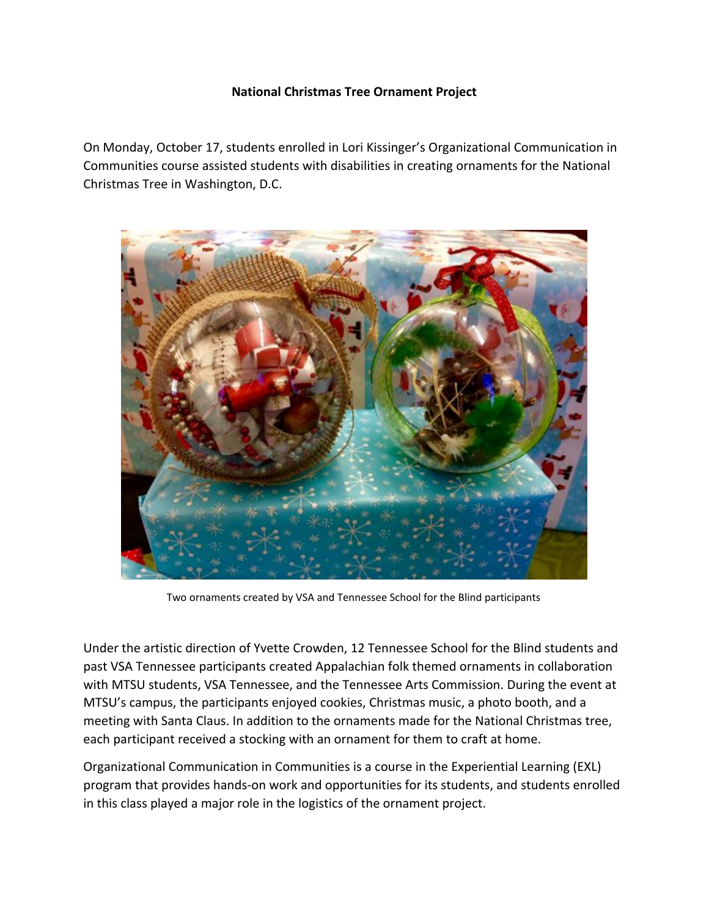**National Christmas Tree Ornament Project**

On Monday, October 17, students enrolled in Lori Kissinger's Organizational Communication in Communities course assisted students with disabilities in creating ornaments for the National Christmas Tree in Washington, D.C.

Two ornaments created by VSA and Tennessee School for the Blind participants

Under the artistic direction of Yvette Crowden, 12 Tennessee School for the Blind students and past VSA Tennessee participants created Appalachian folk themed ornaments in collaboration with MTSU students, VSA Tennessee, and the Tennessee Arts Commission. During the event at MTSU's campus, the participants enjoyed cookies, Christmas music, a photo booth, and a meeting with Santa Claus. In addition to the ornaments made for the National Christmas tree, each participant received a stocking with an ornament for them to craft at home.

Organizational Communication in Communities is a course in the Experiential Learning (EXL) program that provides hands-on work and opportunities for its students, and students enrolled in this class played a major role in the logistics of the ornament project.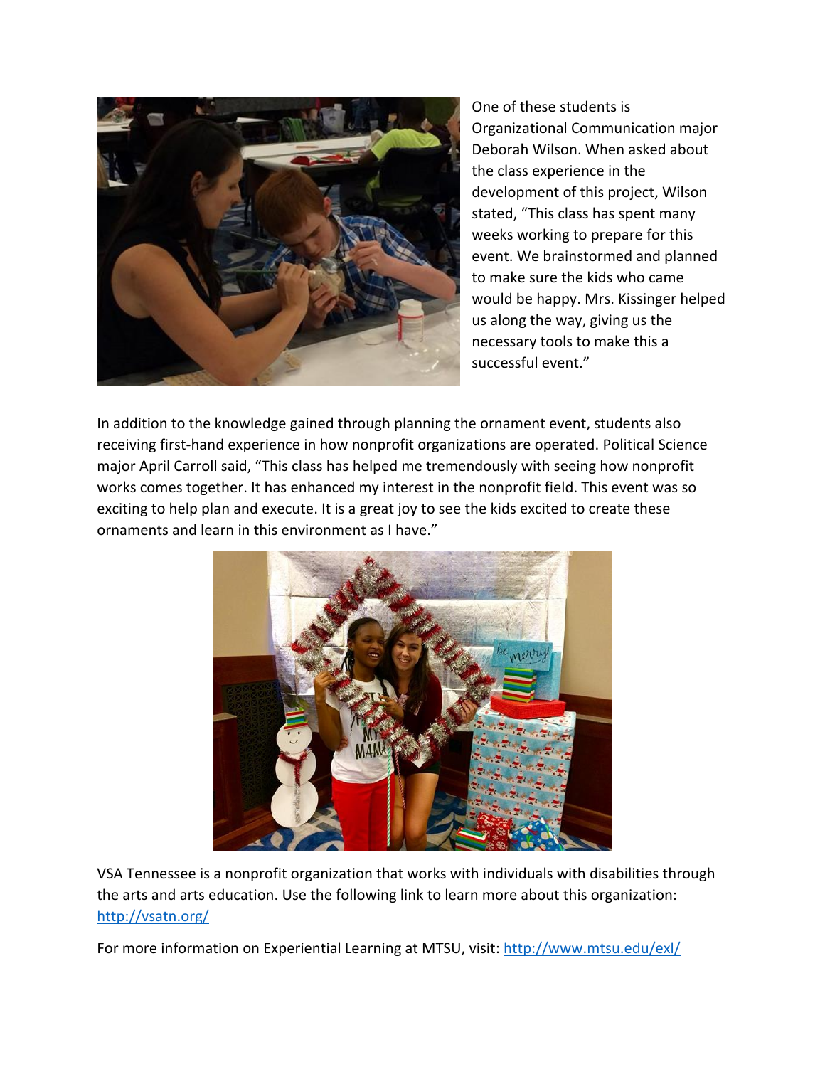One of these students is Organizational Communication major Deborah Wilson. When asked about the class experience in the development of this project, Wilson stated, "This class has spent many weeks working to prepare for this event. We brainstormed and planned to make sure the kids who came would be happy. Mrs. Kissinger helped us along the way, giving us the necessary tools to make this a successful event."

In addition to the knowledge gained through planning the ornament event, students also receiving first-hand experience in how nonprofit organizations are operated. Political Science major April Carroll said, "This class has helped me tremendously with seeing how nonprofit works comes together. It has enhanced my interest in the nonprofit field. This event was so exciting to help plan and execute. It is a great joy to see the kids excited to create these ornaments and learn in this environment as I have."

VSA Tennessee is a nonprofit organization that works with individuals with disabilities through the arts and arts education. Use the following link to learn more about this organization: [http://vsatn.org/](http://vsatn.org/)

For more information on Experiential Learning at MTSU, visit: [http://www.mtsu.edu/exl/](http://www.mtsu.edu/exl/)